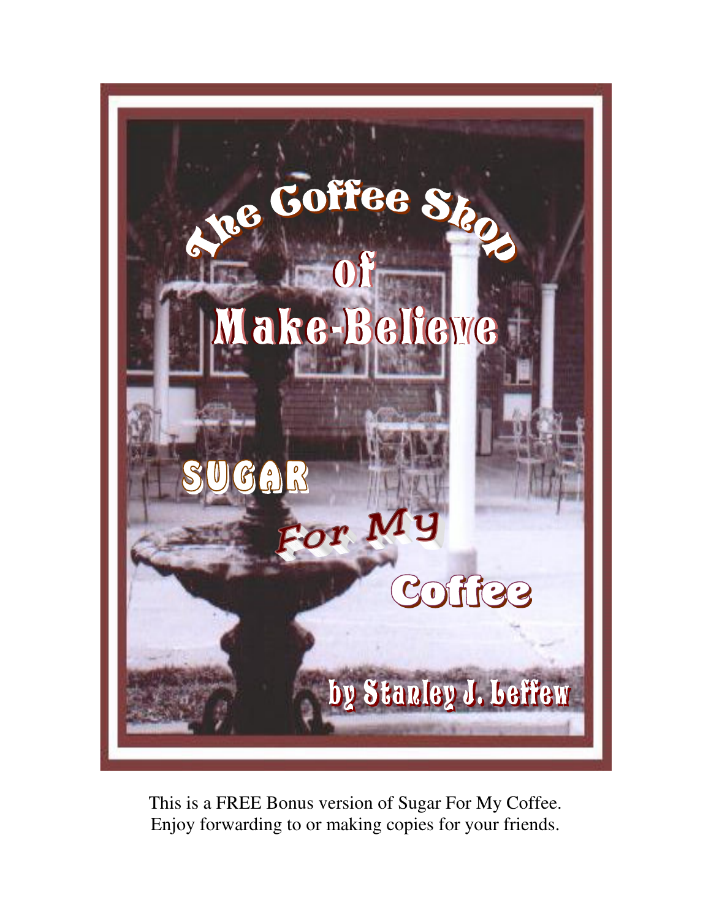# The Coffee Shop of Make-Believe

## Sugar For My Coffee

### by Stanley J. Leffew

This is a FREE Bonus version of Sugar For My Coffee.
Enjoy forwarding to or making copies for your friends.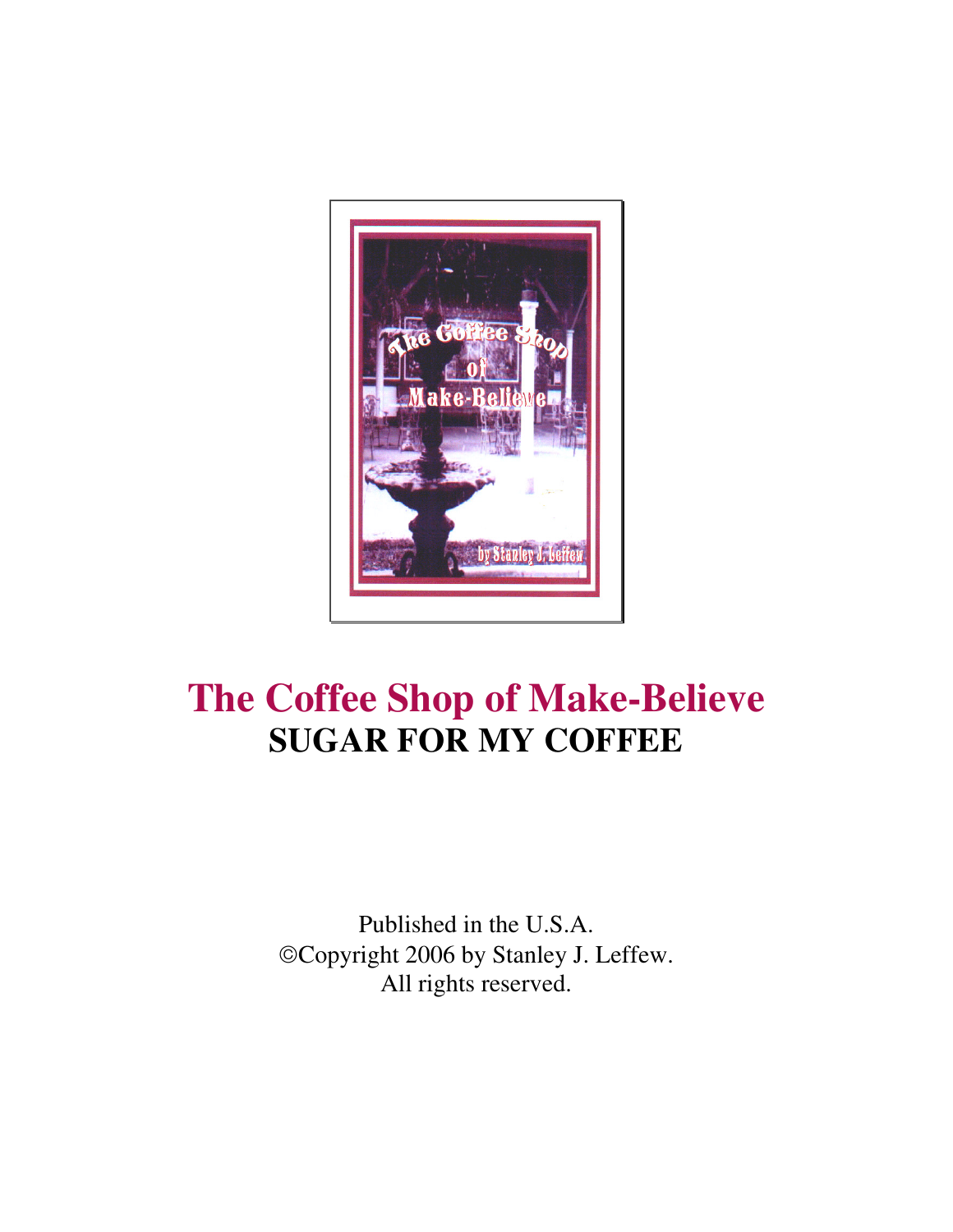# The Coffee Shop of Make-Believe

## SUGAR FOR MY COFFEE

Published in the U.S.A.
©Copyright 2006 by Stanley J. Leffew.
All rights reserved.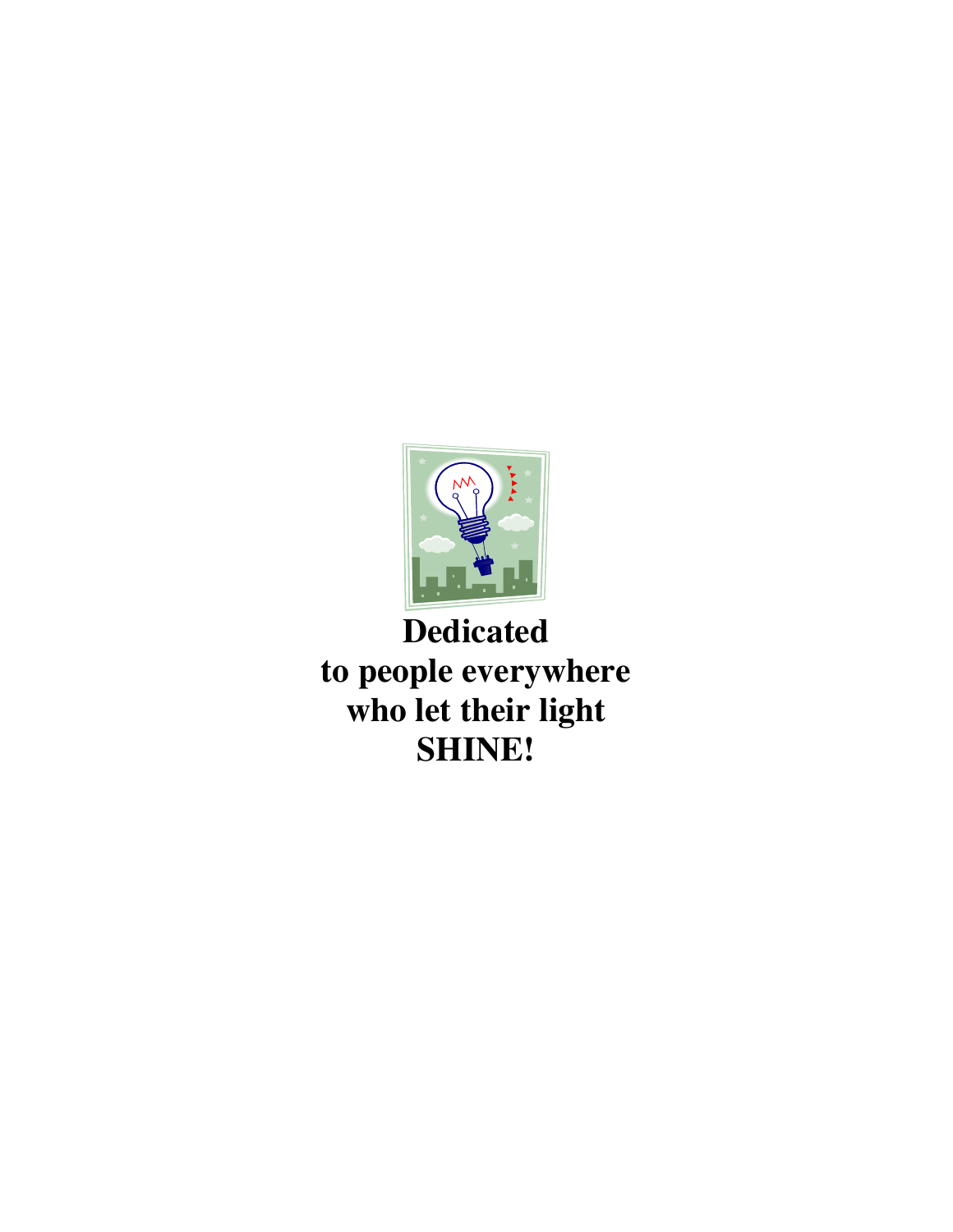**Dedicated**
**to people everywhere**
**who let their light**
**SHINE!**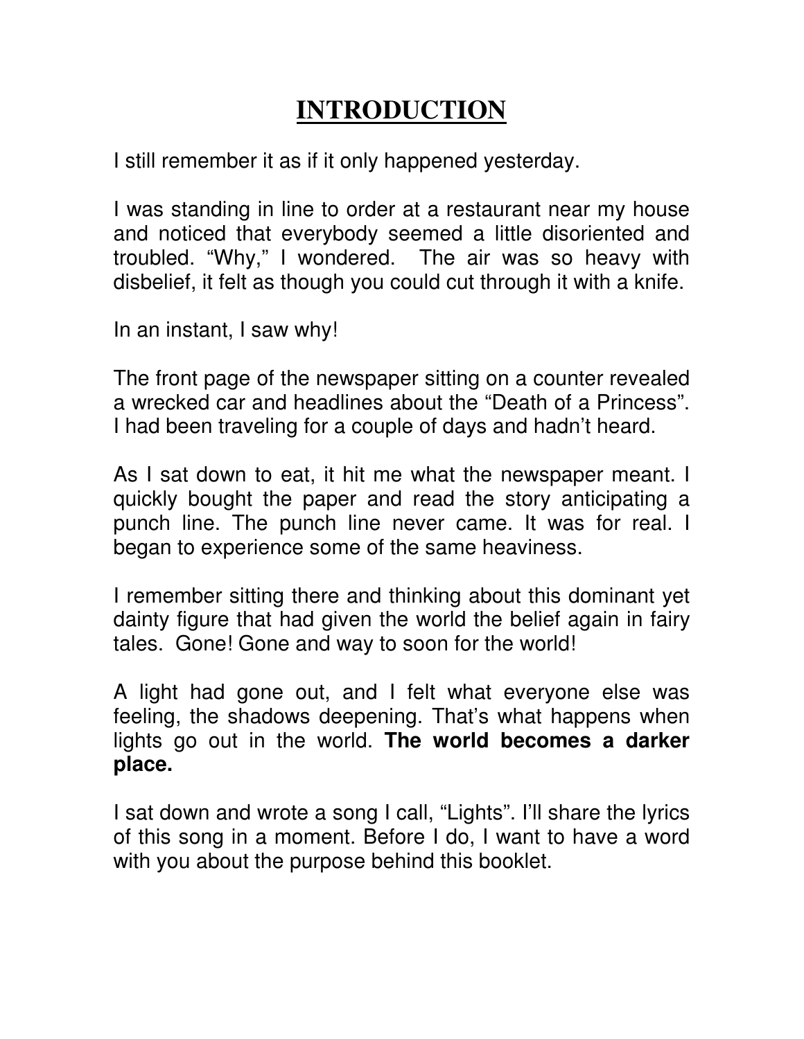# INTRODUCTION

I still remember it as if it only happened yesterday.

I was standing in line to order at a restaurant near my house and noticed that everybody seemed a little disoriented and troubled. "Why," I wondered. The air was so heavy with disbelief, it felt as though you could cut through it with a knife.

In an instant, I saw why!

The front page of the newspaper sitting on a counter revealed a wrecked car and headlines about the "Death of a Princess". I had been traveling for a couple of days and hadn't heard.

As I sat down to eat, it hit me what the newspaper meant. I quickly bought the paper and read the story anticipating a punch line. The punch line never came. It was for real. I began to experience some of the same heaviness.

I remember sitting there and thinking about this dominant yet dainty figure that had given the world the belief again in fairy tales. Gone! Gone and way to soon for the world!

A light had gone out, and I felt what everyone else was feeling, the shadows deepening. That's what happens when lights go out in the world. **The world becomes a darker place.**

I sat down and wrote a song I call, "Lights". I'll share the lyrics of this song in a moment. Before I do, I want to have a word with you about the purpose behind this booklet.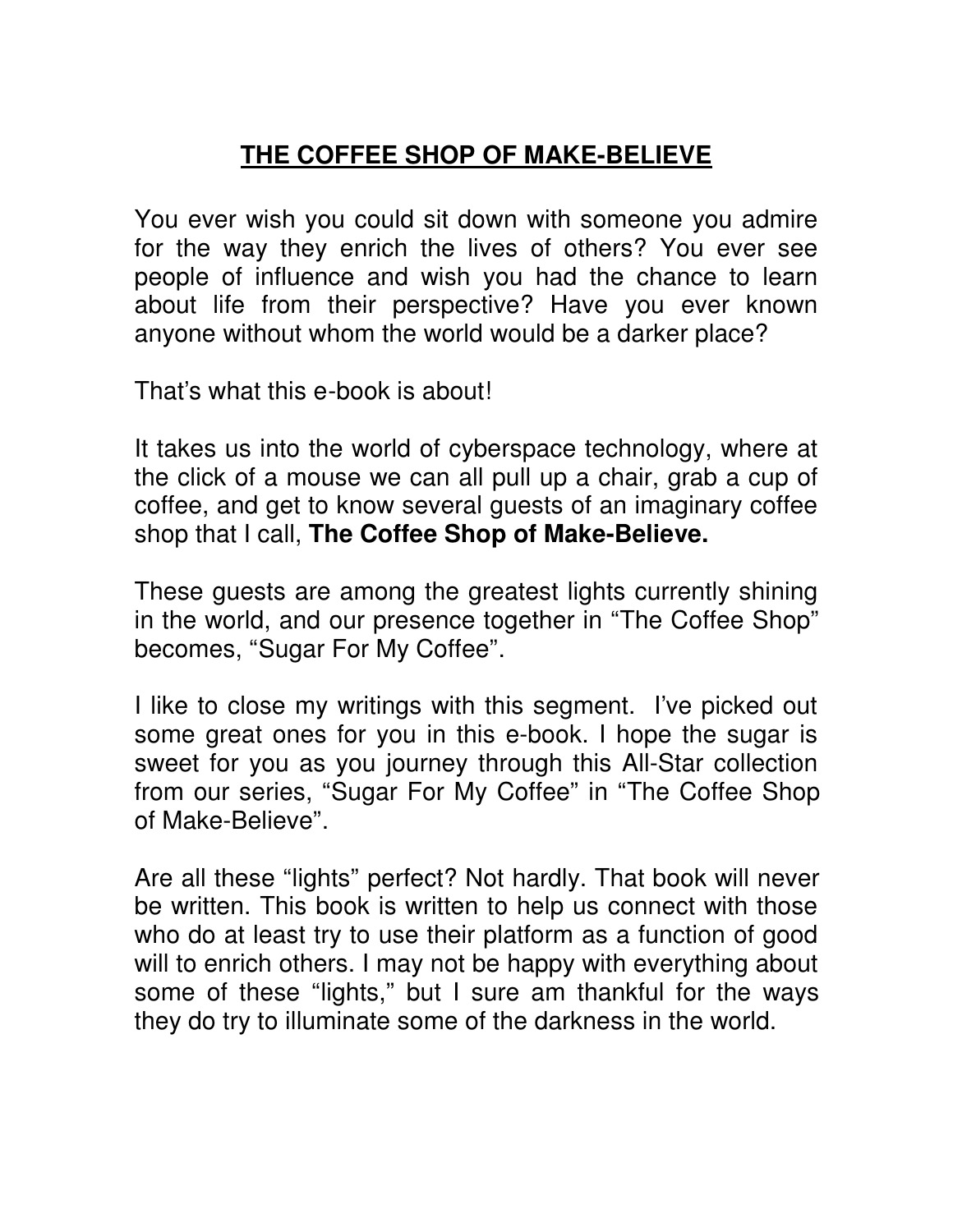# <u>THE COFFEE SHOP OF MAKE-BELIEVE</u>

You ever wish you could sit down with someone you admire for the way they enrich the lives of others? You ever see people of influence and wish you had the chance to learn about life from their perspective? Have you ever known anyone without whom the world would be a darker place?

That's what this e-book is about!

It takes us into the world of cyberspace technology, where at the click of a mouse we can all pull up a chair, grab a cup of coffee, and get to know several guests of an imaginary coffee shop that I call, **The Coffee Shop of Make-Believe.**

These guests are among the greatest lights currently shining in the world, and our presence together in "The Coffee Shop" becomes, "Sugar For My Coffee".

I like to close my writings with this segment. I've picked out some great ones for you in this e-book. I hope the sugar is sweet for you as you journey through this All-Star collection from our series, "Sugar For My Coffee" in "The Coffee Shop of Make-Believe".

Are all these "lights" perfect? Not hardly. That book will never be written. This book is written to help us connect with those who do at least try to use their platform as a function of good will to enrich others. I may not be happy with everything about some of these "lights," but I sure am thankful for the ways they do try to illuminate some of the darkness in the world.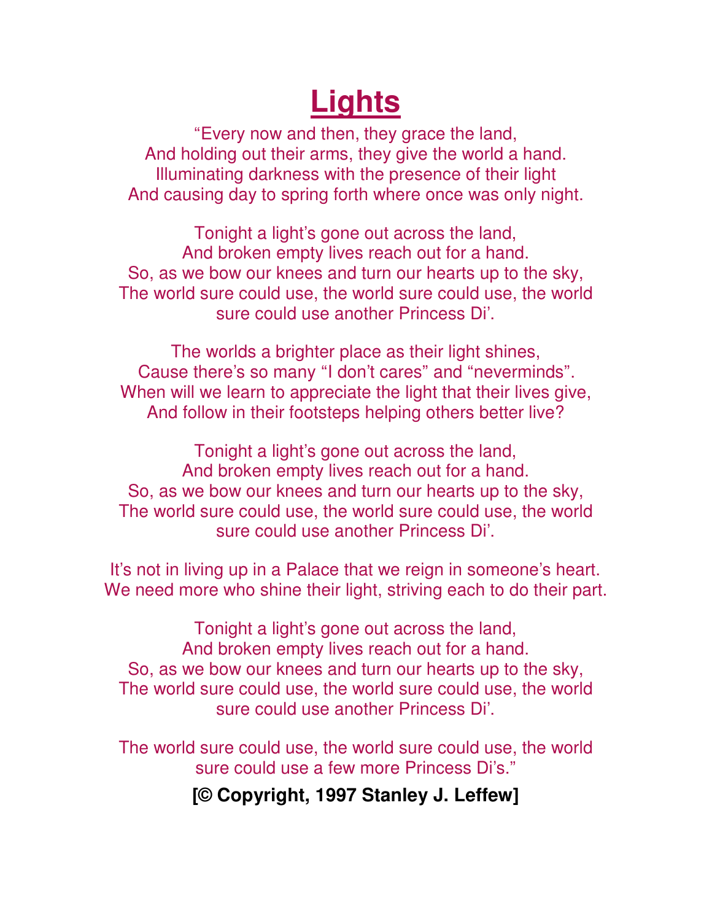# Lights

"Every now and then, they grace the land,
And holding out their arms, they give the world a hand.
Illuminating darkness with the presence of their light
And causing day to spring forth where once was only night.

Tonight a light's gone out across the land,
And broken empty lives reach out for a hand.
So, as we bow our knees and turn our hearts up to the sky,
The world sure could use, the world sure could use, the world sure could use another Princess Di'.

The worlds a brighter place as their light shines,
Cause there's so many "I don't cares" and "neverminds".
When will we learn to appreciate the light that their lives give,
And follow in their footsteps helping others better live?

Tonight a light's gone out across the land,
And broken empty lives reach out for a hand.
So, as we bow our knees and turn our hearts up to the sky,
The world sure could use, the world sure could use, the world sure could use another Princess Di'.

It's not in living up in a Palace that we reign in someone's heart.
We need more who shine their light, striving each to do their part.

Tonight a light's gone out across the land,
And broken empty lives reach out for a hand.
So, as we bow our knees and turn our hearts up to the sky,
The world sure could use, the world sure could use, the world sure could use another Princess Di'.

The world sure could use, the world sure could use, the world sure could use a few more Princess Di's."

**[© Copyright, 1997 Stanley J. Leffew]**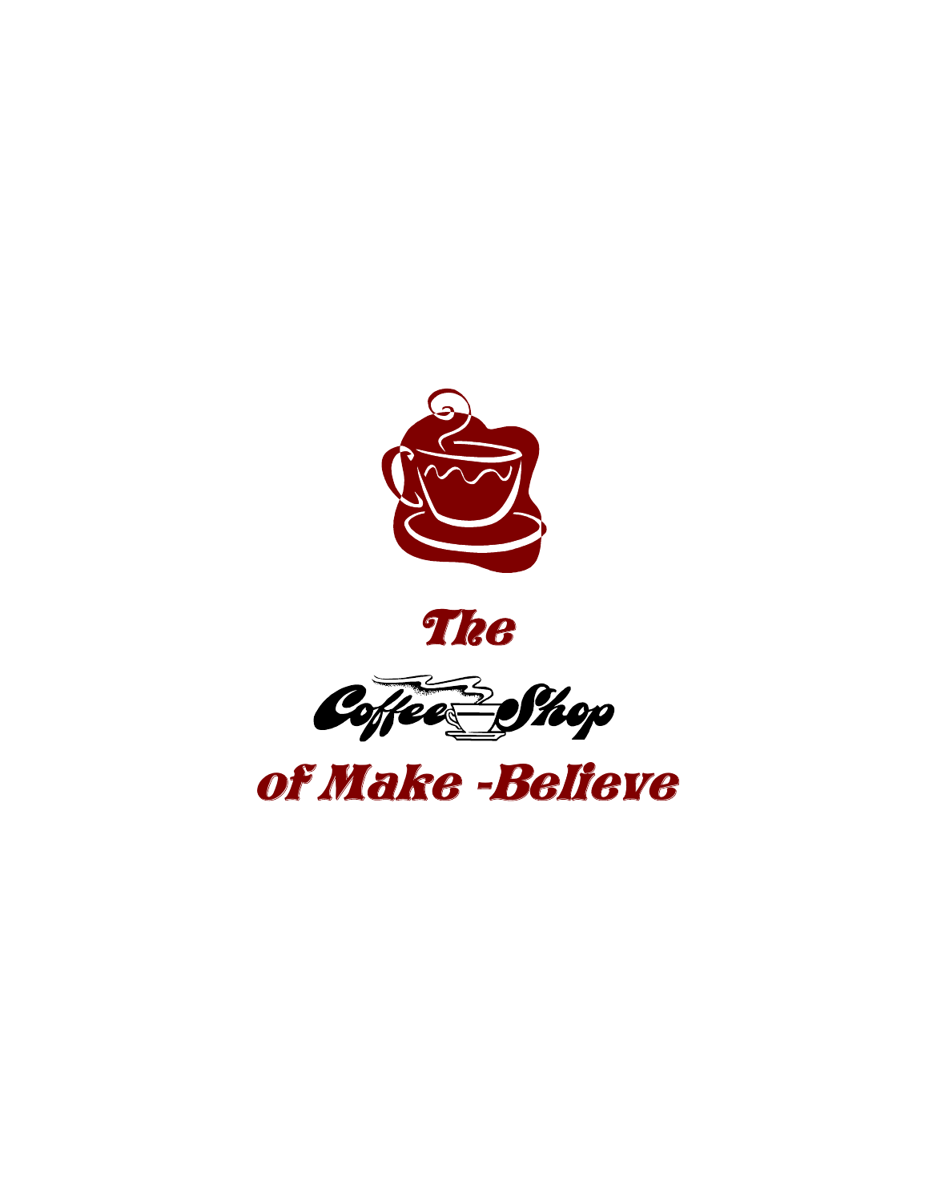# The

# Coffee Shop

# of Make -Believe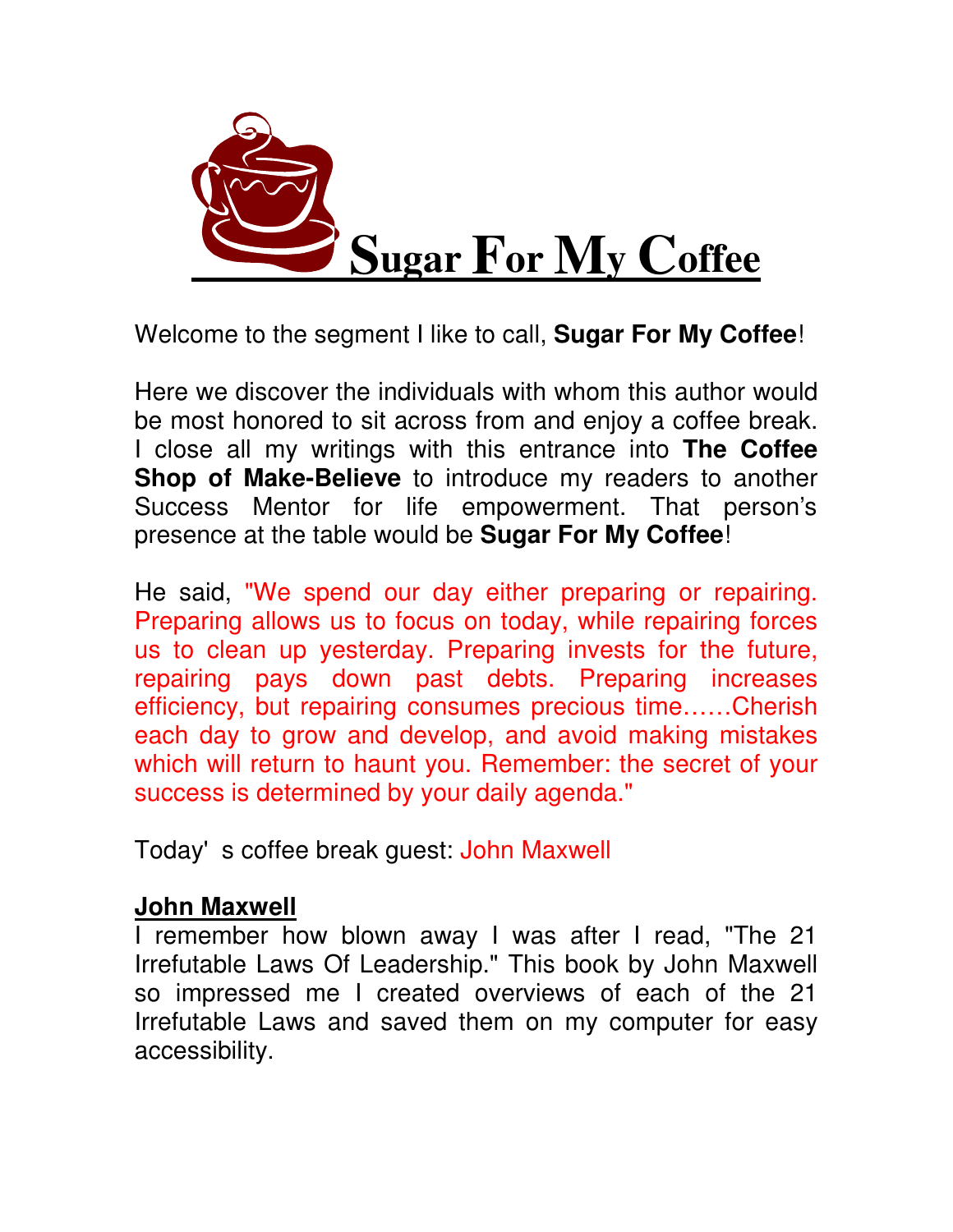# Sugar For My Coffee

Welcome to the segment I like to call, **Sugar For My Coffee**!

Here we discover the individuals with whom this author would be most honored to sit across from and enjoy a coffee break. I close all my writings with this entrance into **The Coffee Shop of Make-Believe** to introduce my readers to another Success Mentor for life empowerment. That person's presence at the table would be **Sugar For My Coffee**!

He said, "We spend our day either preparing or repairing. Preparing allows us to focus on today, while repairing forces us to clean up yesterday. Preparing invests for the future, repairing pays down past debts. Preparing increases efficiency, but repairing consumes precious time……Cherish each day to grow and develop, and avoid making mistakes which will return to haunt you. Remember: the secret of your success is determined by your daily agenda."

Today' s coffee break guest: John Maxwell

## John Maxwell

I remember how blown away I was after I read, "The 21 Irrefutable Laws Of Leadership." This book by John Maxwell so impressed me I created overviews of each of the 21 Irrefutable Laws and saved them on my computer for easy accessibility.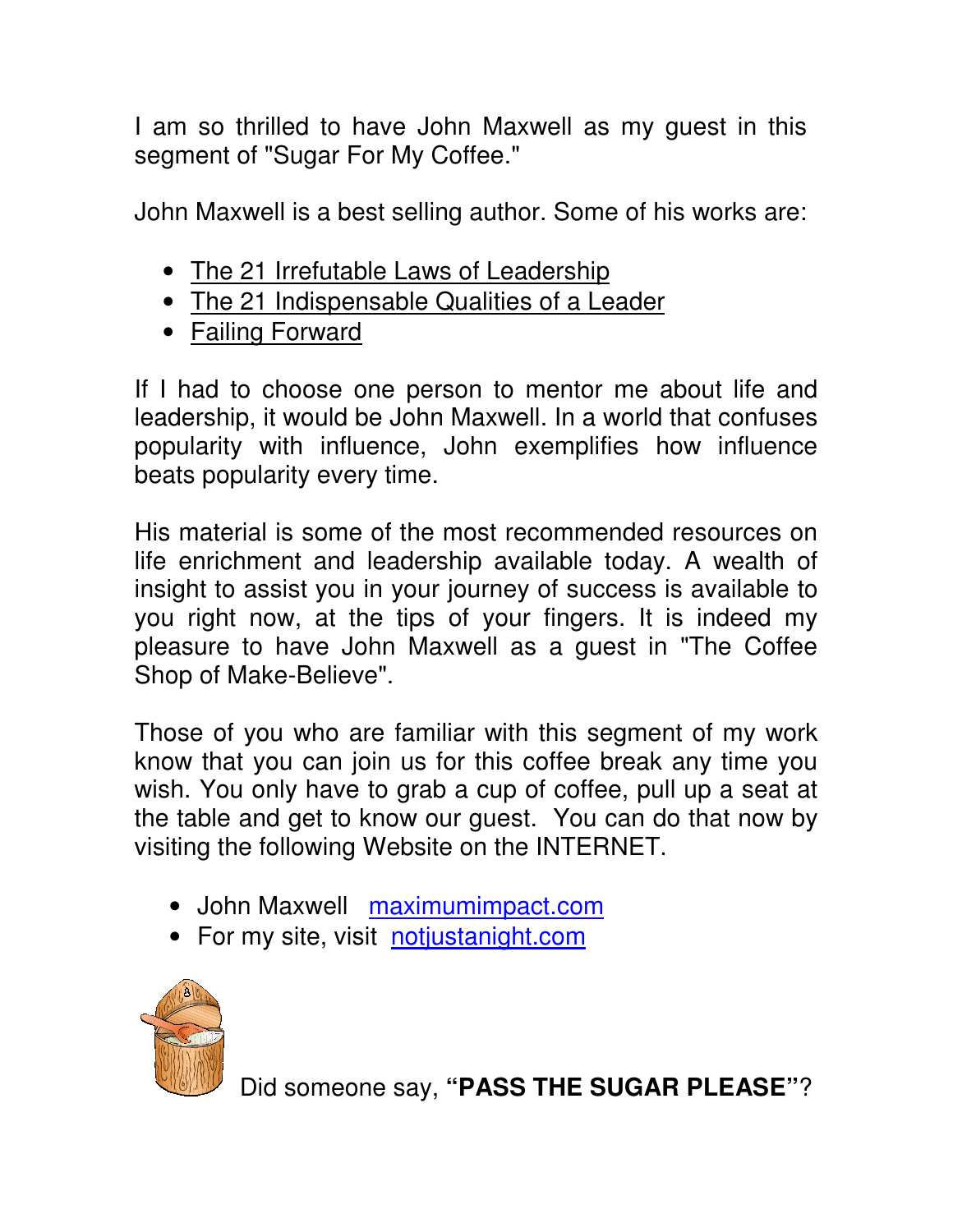I am so thrilled to have John Maxwell as my guest in this segment of "Sugar For My Coffee."

John Maxwell is a best selling author. Some of his works are:

- The 21 Irrefutable Laws of Leadership
- The 21 Indispensable Qualities of a Leader
- Failing Forward

If I had to choose one person to mentor me about life and leadership, it would be John Maxwell. In a world that confuses popularity with influence, John exemplifies how influence beats popularity every time.

His material is some of the most recommended resources on life enrichment and leadership available today. A wealth of insight to assist you in your journey of success is available to you right now, at the tips of your fingers. It is indeed my pleasure to have John Maxwell as a guest in "The Coffee Shop of Make-Believe".

Those of you who are familiar with this segment of my work know that you can join us for this coffee break any time you wish. You only have to grab a cup of coffee, pull up a seat at the table and get to know our guest. You can do that now by visiting the following Website on the INTERNET.

- John Maxwell [maximumimpact.com](maximumimpact.com)
- For my site, visit [notjustanight.com](notjustanight.com)

Did someone say, **"PASS THE SUGAR PLEASE"**?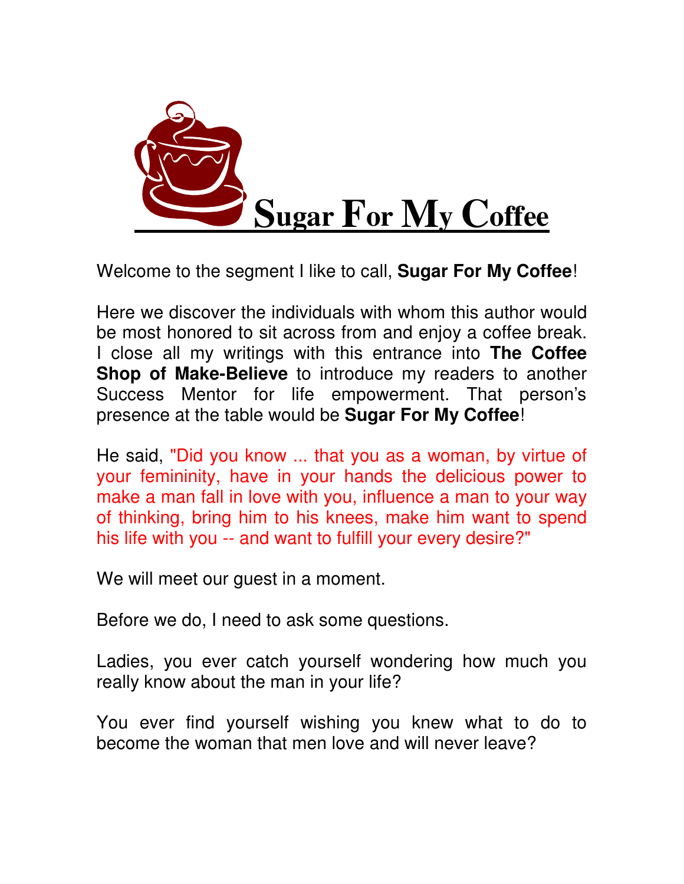# Sugar For My Coffee

Welcome to the segment I like to call, **Sugar For My Coffee**!

Here we discover the individuals with whom this author would be most honored to sit across from and enjoy a coffee break. I close all my writings with this entrance into **The Coffee Shop of Make-Believe** to introduce my readers to another Success Mentor for life empowerment. That person's presence at the table would be **Sugar For My Coffee**!

He said, "Did you know ... that you as a woman, by virtue of your femininity, have in your hands the delicious power to make a man fall in love with you, influence a man to your way of thinking, bring him to his knees, make him want to spend his life with you -- and want to fulfill your every desire?"

We will meet our guest in a moment.

Before we do, I need to ask some questions.

Ladies, you ever catch yourself wondering how much you really know about the man in your life?

You ever find yourself wishing you knew what to do to become the woman that men love and will never leave?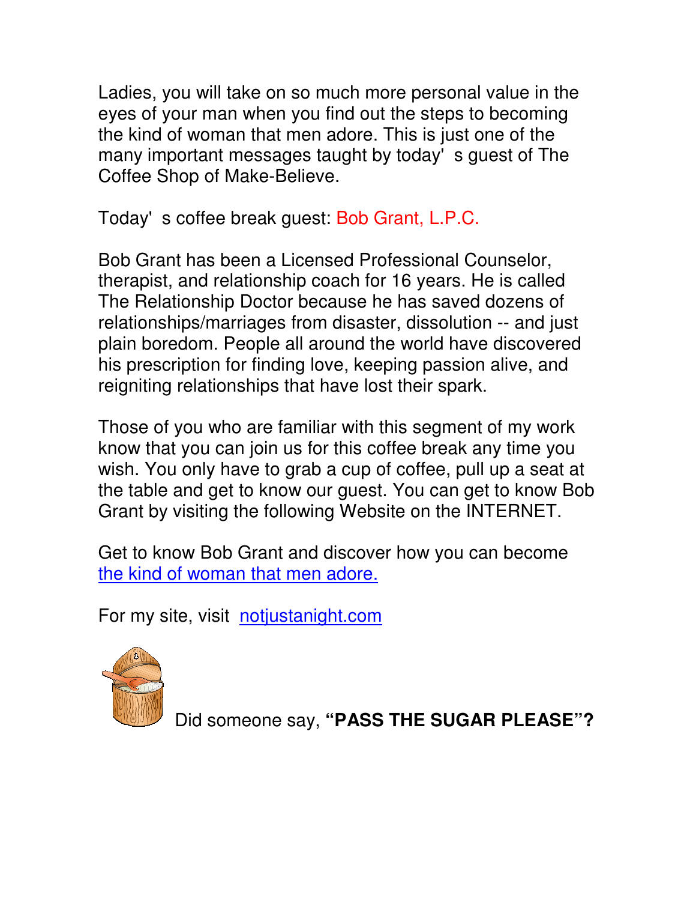Ladies, you will take on so much more personal value in the eyes of your man when you find out the steps to becoming the kind of woman that men adore. This is just one of the many important messages taught by today's guest of The Coffee Shop of Make-Believe.

Today's coffee break guest: Bob Grant, L.P.C.

Bob Grant has been a Licensed Professional Counselor, therapist, and relationship coach for 16 years. He is called The Relationship Doctor because he has saved dozens of relationships/marriages from disaster, dissolution -- and just plain boredom. People all around the world have discovered his prescription for finding love, keeping passion alive, and reigniting relationships that have lost their spark.

Those of you who are familiar with this segment of my work know that you can join us for this coffee break any time you wish. You only have to grab a cup of coffee, pull up a seat at the table and get to know our guest. You can get to know Bob Grant by visiting the following Website on the INTERNET.

Get to know Bob Grant and discover how you can become the kind of woman that men adore.

For my site, visit notjustanight.com

Did someone say, **"PASS THE SUGAR PLEASE"?**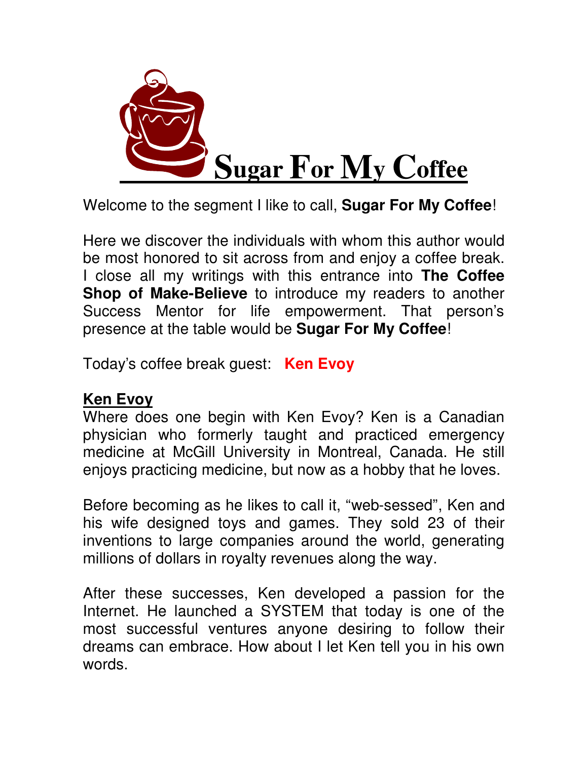# Sugar For My Coffee

Welcome to the segment I like to call, **Sugar For My Coffee**!

Here we discover the individuals with whom this author would be most honored to sit across from and enjoy a coffee break. I close all my writings with this entrance into **The Coffee Shop of Make-Believe** to introduce my readers to another Success Mentor for life empowerment. That person's presence at the table would be **Sugar For My Coffee**!

Today's coffee break guest: **Ken Evoy**

## Ken Evoy

Where does one begin with Ken Evoy? Ken is a Canadian physician who formerly taught and practiced emergency medicine at McGill University in Montreal, Canada. He still enjoys practicing medicine, but now as a hobby that he loves.

Before becoming as he likes to call it, "web-sessed", Ken and his wife designed toys and games. They sold 23 of their inventions to large companies around the world, generating millions of dollars in royalty revenues along the way.

After these successes, Ken developed a passion for the Internet. He launched a SYSTEM that today is one of the most successful ventures anyone desiring to follow their dreams can embrace. How about I let Ken tell you in his own words.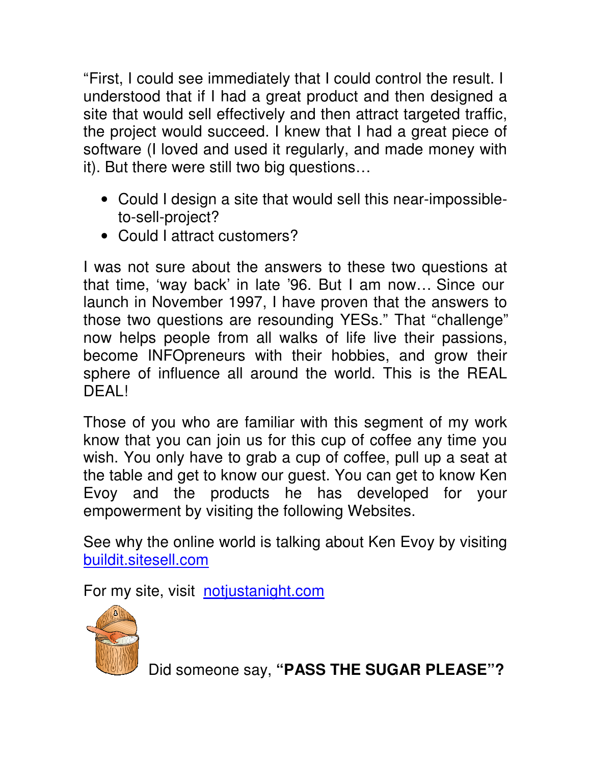"First, I could see immediately that I could control the result. I understood that if I had a great product and then designed a site that would sell effectively and then attract targeted traffic, the project would succeed. I knew that I had a great piece of software (I loved and used it regularly, and made money with it). But there were still two big questions…

- Could I design a site that would sell this near-impossible-to-sell-project?
- Could I attract customers?

I was not sure about the answers to these two questions at that time, 'way back' in late '96. But I am now… Since our launch in November 1997, I have proven that the answers to those two questions are resounding YESs." That "challenge" now helps people from all walks of life live their passions, become INFOpreneurs with their hobbies, and grow their sphere of influence all around the world. This is the REAL DEAL!

Those of you who are familiar with this segment of my work know that you can join us for this cup of coffee any time you wish. You only have to grab a cup of coffee, pull up a seat at the table and get to know our guest. You can get to know Ken Evoy and the products he has developed for your empowerment by visiting the following Websites.

See why the online world is talking about Ken Evoy by visiting [buildit.sitesell.com](buildit.sitesell.com)

For my site, visit [notjustanight.com](notjustanight.com)

Did someone say, **"PASS THE SUGAR PLEASE"?**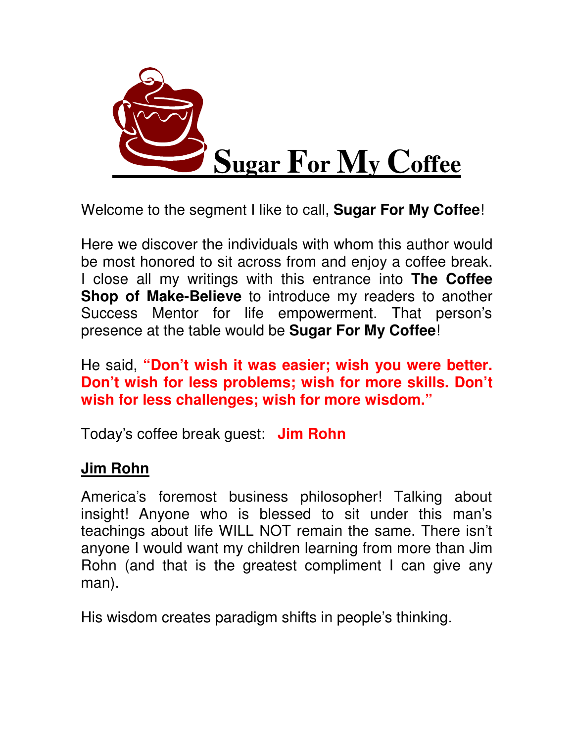# Sugar For My Coffee

Welcome to the segment I like to call, **Sugar For My Coffee**!

Here we discover the individuals with whom this author would be most honored to sit across from and enjoy a coffee break. I close all my writings with this entrance into **The Coffee Shop of Make-Believe** to introduce my readers to another Success Mentor for life empowerment. That person's presence at the table would be **Sugar For My Coffee**!

He said, **"Don't wish it was easier; wish you were better. Don't wish for less problems; wish for more skills. Don't wish for less challenges; wish for more wisdom."**

Today's coffee break guest: **Jim Rohn**

## Jim Rohn

America's foremost business philosopher! Talking about insight! Anyone who is blessed to sit under this man's teachings about life WILL NOT remain the same. There isn't anyone I would want my children learning from more than Jim Rohn (and that is the greatest compliment I can give any man).

His wisdom creates paradigm shifts in people's thinking.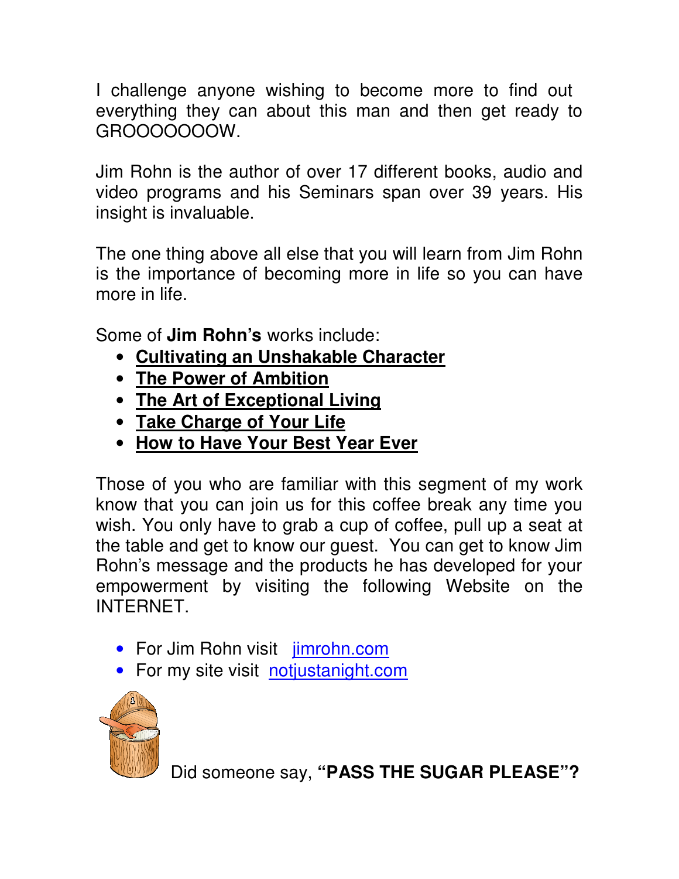I challenge anyone wishing to become more to find out everything they can about this man and then get ready to GROOOOOOOW.

Jim Rohn is the author of over 17 different books, audio and video programs and his Seminars span over 39 years. His insight is invaluable.

The one thing above all else that you will learn from Jim Rohn is the importance of becoming more in life so you can have more in life.

Some of **Jim Rohn's** works include:

- **Cultivating an Unshakable Character**
- **The Power of Ambition**
- **The Art of Exceptional Living**
- **Take Charge of Your Life**
- **How to Have Your Best Year Ever**

Those of you who are familiar with this segment of my work know that you can join us for this coffee break any time you wish. You only have to grab a cup of coffee, pull up a seat at the table and get to know our guest. You can get to know Jim Rohn's message and the products he has developed for your empowerment by visiting the following Website on the INTERNET.

- For Jim Rohn visit [jimrohn.com](jimrohn.com)
- For my site visit [notjustanight.com](notjustanight.com)

Did someone say, **"PASS THE SUGAR PLEASE"?**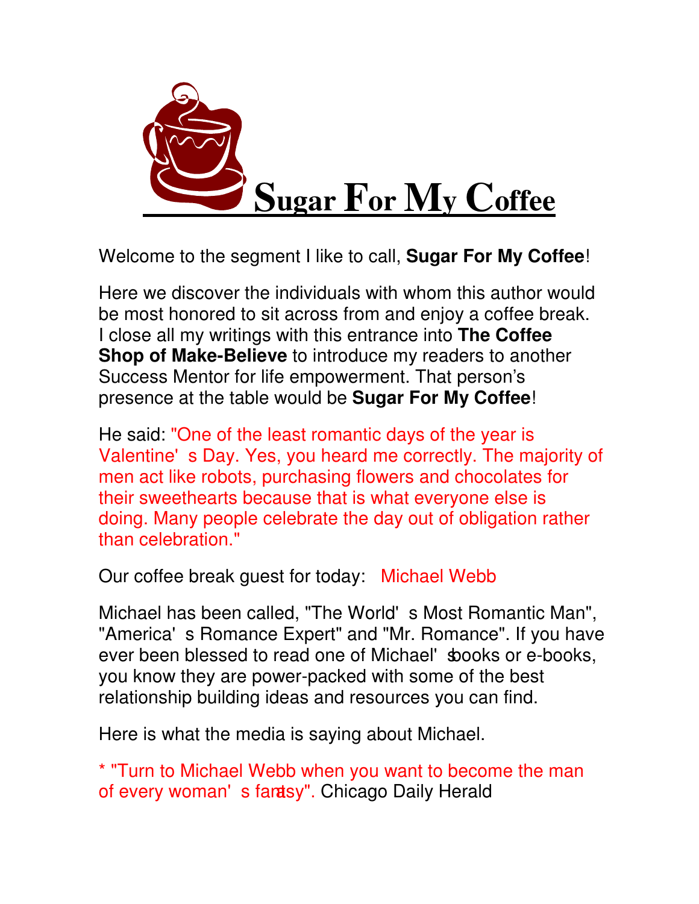# Sugar For My Coffee

Welcome to the segment I like to call, **Sugar For My Coffee**!

Here we discover the individuals with whom this author would be most honored to sit across from and enjoy a coffee break. I close all my writings with this entrance into **The Coffee Shop of Make-Believe** to introduce my readers to another Success Mentor for life empowerment. That person's presence at the table would be **Sugar For My Coffee**!

He said: "One of the least romantic days of the year is Valentine's Day. Yes, you heard me correctly. The majority of men act like robots, purchasing flowers and chocolates for their sweethearts because that is what everyone else is doing. Many people celebrate the day out of obligation rather than celebration."

Our coffee break guest for today: Michael Webb

Michael has been called, "The World's Most Romantic Man", "America's Romance Expert" and "Mr. Romance". If you have ever been blessed to read one of Michael's books or e-books, you know they are power-packed with some of the best relationship building ideas and resources you can find.

Here is what the media is saying about Michael.

* "Turn to Michael Webb when you want to become the man of every woman's fantasy". Chicago Daily Herald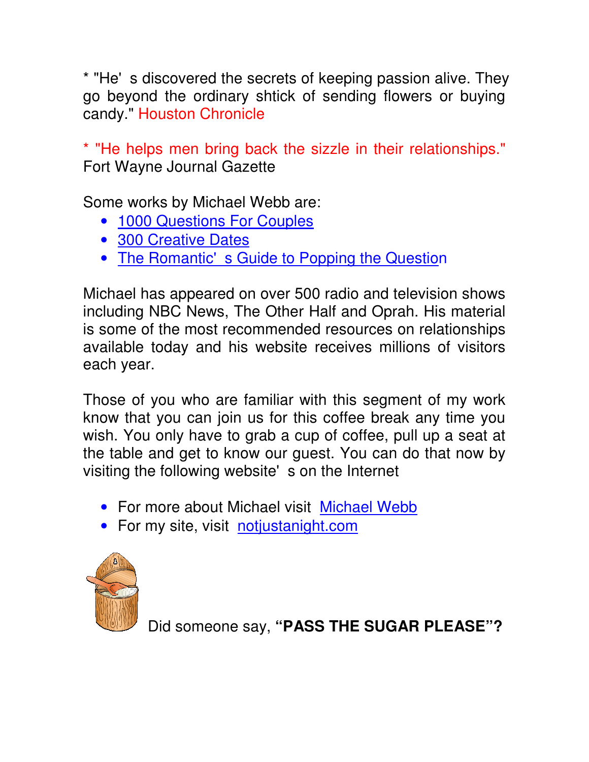* "He' s discovered the secrets of keeping passion alive. They go beyond the ordinary shtick of sending flowers or buying candy." Houston Chronicle

* "He helps men bring back the sizzle in their relationships." Fort Wayne Journal Gazette

Some works by Michael Webb are:

- 1000 Questions For Couples
- 300 Creative Dates
- The Romantic' s Guide to Popping the Question

Michael has appeared on over 500 radio and television shows including NBC News, The Other Half and Oprah. His material is some of the most recommended resources on relationships available today and his website receives millions of visitors each year.

Those of you who are familiar with this segment of my work know that you can join us for this coffee break any time you wish. You only have to grab a cup of coffee, pull up a seat at the table and get to know our guest. You can do that now by visiting the following website' s on the Internet

- For more about Michael visit Michael Webb
- For my site, visit notjustanight.com

Did someone say, **"PASS THE SUGAR PLEASE"?**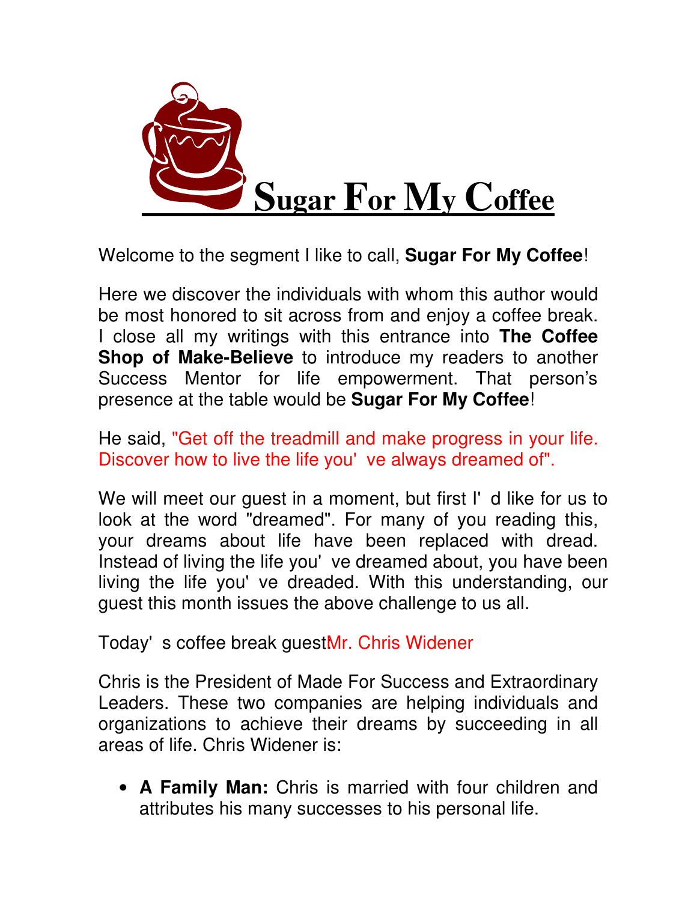# Sugar For My Coffee

Welcome to the segment I like to call, **Sugar For My Coffee**!

Here we discover the individuals with whom this author would be most honored to sit across from and enjoy a coffee break. I close all my writings with this entrance into **The Coffee Shop of Make-Believe** to introduce my readers to another Success Mentor for life empowerment. That person's presence at the table would be **Sugar For My Coffee**!

He said, "Get off the treadmill and make progress in your life. Discover how to live the life you' ve always dreamed of".

We will meet our guest in a moment, but first I' d like for us to look at the word "dreamed". For many of you reading this, your dreams about life have been replaced with dread. Instead of living the life you' ve dreamed about, you have been living the life you' ve dreaded. With this understanding, our guest this month issues the above challenge to us all.

Today' s coffee break guestMr. Chris Widener

Chris is the President of Made For Success and Extraordinary Leaders. These two companies are helping individuals and organizations to achieve their dreams by succeeding in all areas of life. Chris Widener is:

- **A Family Man:** Chris is married with four children and attributes his many successes to his personal life.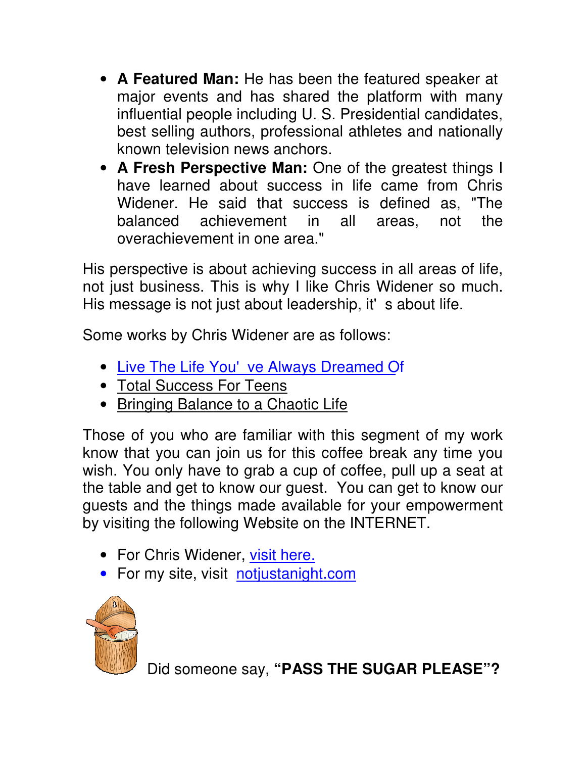- **A Featured Man:** He has been the featured speaker at major events and has shared the platform with many influential people including U. S. Presidential candidates, best selling authors, professional athletes and nationally known television news anchors.
- **A Fresh Perspective Man:** One of the greatest things I have learned about success in life came from Chris Widener. He said that success is defined as, "The balanced achievement in all areas, not the overachievement in one area."

His perspective is about achieving success in all areas of life, not just business. This is why I like Chris Widener so much. His message is not just about leadership, it's about life.

Some works by Chris Widener are as follows:

- Live The Life You've Always Dreamed Of
- Total Success For Teens
- Bringing Balance to a Chaotic Life

Those of you who are familiar with this segment of my work know that you can join us for this coffee break any time you wish. You only have to grab a cup of coffee, pull up a seat at the table and get to know our guest. You can get to know our guests and the things made available for your empowerment by visiting the following Website on the INTERNET.

- For Chris Widener, visit here.
- For my site, visit notjustanight.com

Did someone say, **"PASS THE SUGAR PLEASE"?**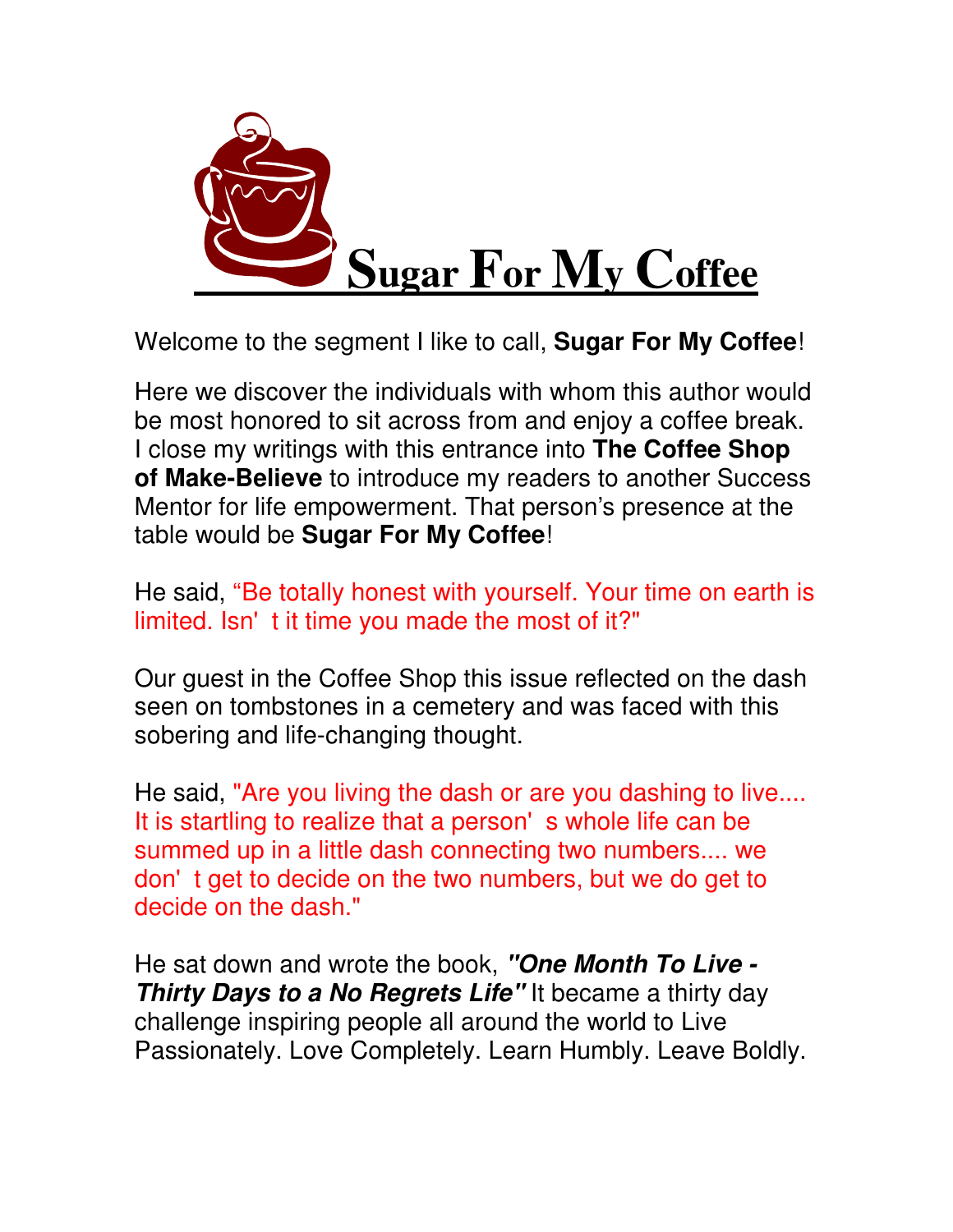# Sugar For My Coffee

Welcome to the segment I like to call, **Sugar For My Coffee**!

Here we discover the individuals with whom this author would be most honored to sit across from and enjoy a coffee break. I close my writings with this entrance into **The Coffee Shop of Make-Believe** to introduce my readers to another Success Mentor for life empowerment. That person's presence at the table would be **Sugar For My Coffee**!

He said, "Be totally honest with yourself. Your time on earth is limited. Isn' t it time you made the most of it?"

Our guest in the Coffee Shop this issue reflected on the dash seen on tombstones in a cemetery and was faced with this sobering and life-changing thought.

He said, "Are you living the dash or are you dashing to live.... It is startling to realize that a person' s whole life can be summed up in a little dash connecting two numbers.... we don' t get to decide on the two numbers, but we do get to decide on the dash."

He sat down and wrote the book, ***"One Month To Live - Thirty Days to a No Regrets Life"*** It became a thirty day challenge inspiring people all around the world to Live Passionately. Love Completely. Learn Humbly. Leave Boldly.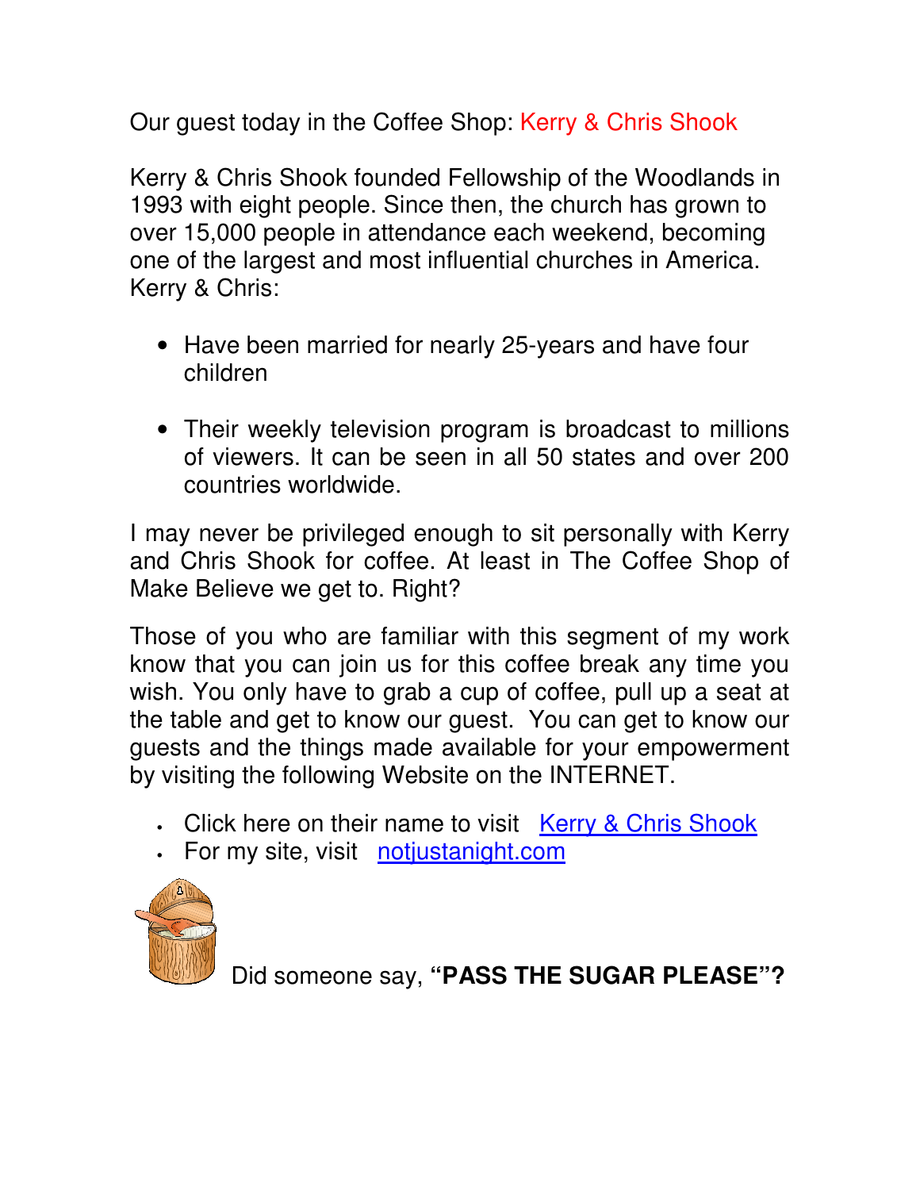Our guest today in the Coffee Shop: Kerry & Chris Shook

Kerry & Chris Shook founded Fellowship of the Woodlands in 1993 with eight people. Since then, the church has grown to over 15,000 people in attendance each weekend, becoming one of the largest and most influential churches in America. Kerry & Chris:

- Have been married for nearly 25-years and have four children
- Their weekly television program is broadcast to millions of viewers. It can be seen in all 50 states and over 200 countries worldwide.

I may never be privileged enough to sit personally with Kerry and Chris Shook for coffee. At least in The Coffee Shop of Make Believe we get to. Right?

Those of you who are familiar with this segment of my work know that you can join us for this coffee break any time you wish. You only have to grab a cup of coffee, pull up a seat at the table and get to know our guest. You can get to know our guests and the things made available for your empowerment by visiting the following Website on the INTERNET.

- Click here on their name to visit [Kerry & Chris Shook]
- For my site, visit [notjustanight.com]

Did someone say, **"PASS THE SUGAR PLEASE"?**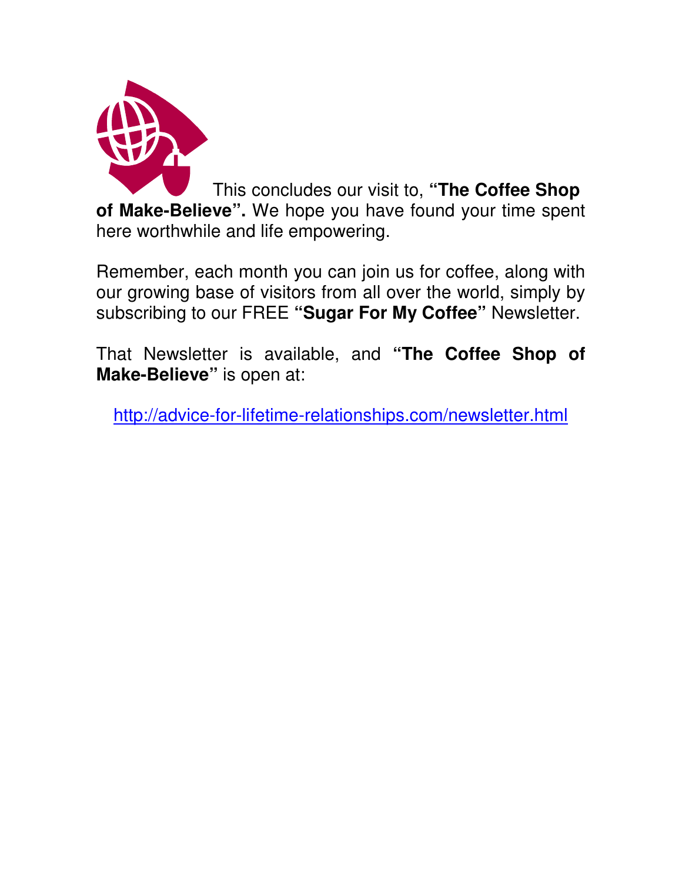This concludes our visit to, **"The Coffee Shop of Make-Believe".** We hope you have found your time spent here worthwhile and life empowering.

Remember, each month you can join us for coffee, along with our growing base of visitors from all over the world, simply by subscribing to our FREE **"Sugar For My Coffee"** Newsletter.

That Newsletter is available, and **"The Coffee Shop of Make-Believe"** is open at:

http://advice-for-lifetime-relationships.com/newsletter.html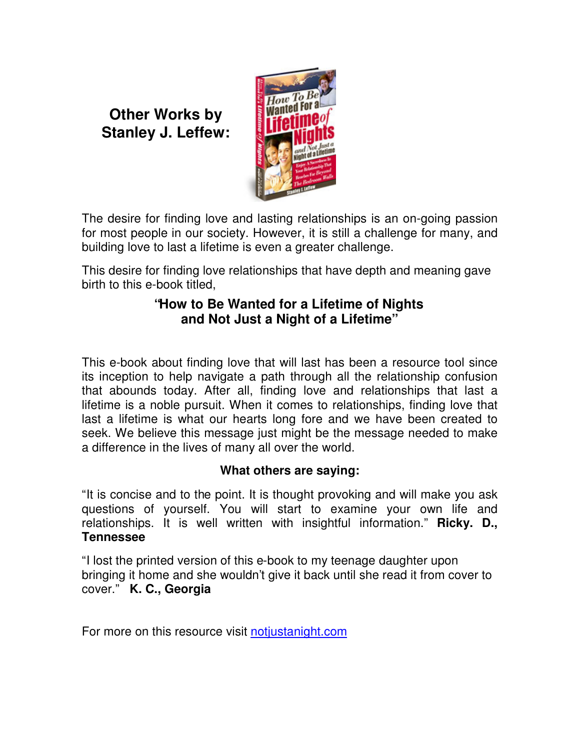## Other Works by Stanley J. Leffew:

The desire for finding love and lasting relationships is an on-going passion for most people in our society. However, it is still a challenge for many, and building love to last a lifetime is even a greater challenge.

This desire for finding love relationships that have depth and meaning gave birth to this e-book titled,

**"How to Be Wanted for a Lifetime of Nights and Not Just a Night of a Lifetime"**

This e-book about finding love that will last has been a resource tool since its inception to help navigate a path through all the relationship confusion that abounds today. After all, finding love and relationships that last a lifetime is a noble pursuit. When it comes to relationships, finding love that last a lifetime is what our hearts long fore and we have been created to seek. We believe this message just might be the message needed to make a difference in the lives of many all over the world.

**What others are saying:**

"It is concise and to the point. It is thought provoking and will make you ask questions of yourself. You will start to examine your own life and relationships. It is well written with insightful information." **Ricky. D., Tennessee**

"I lost the printed version of this e-book to my teenage daughter upon bringing it home and she wouldn't give it back until she read it from cover to cover." **K. C., Georgia**

For more on this resource visit [notjustanight.com](notjustanight.com)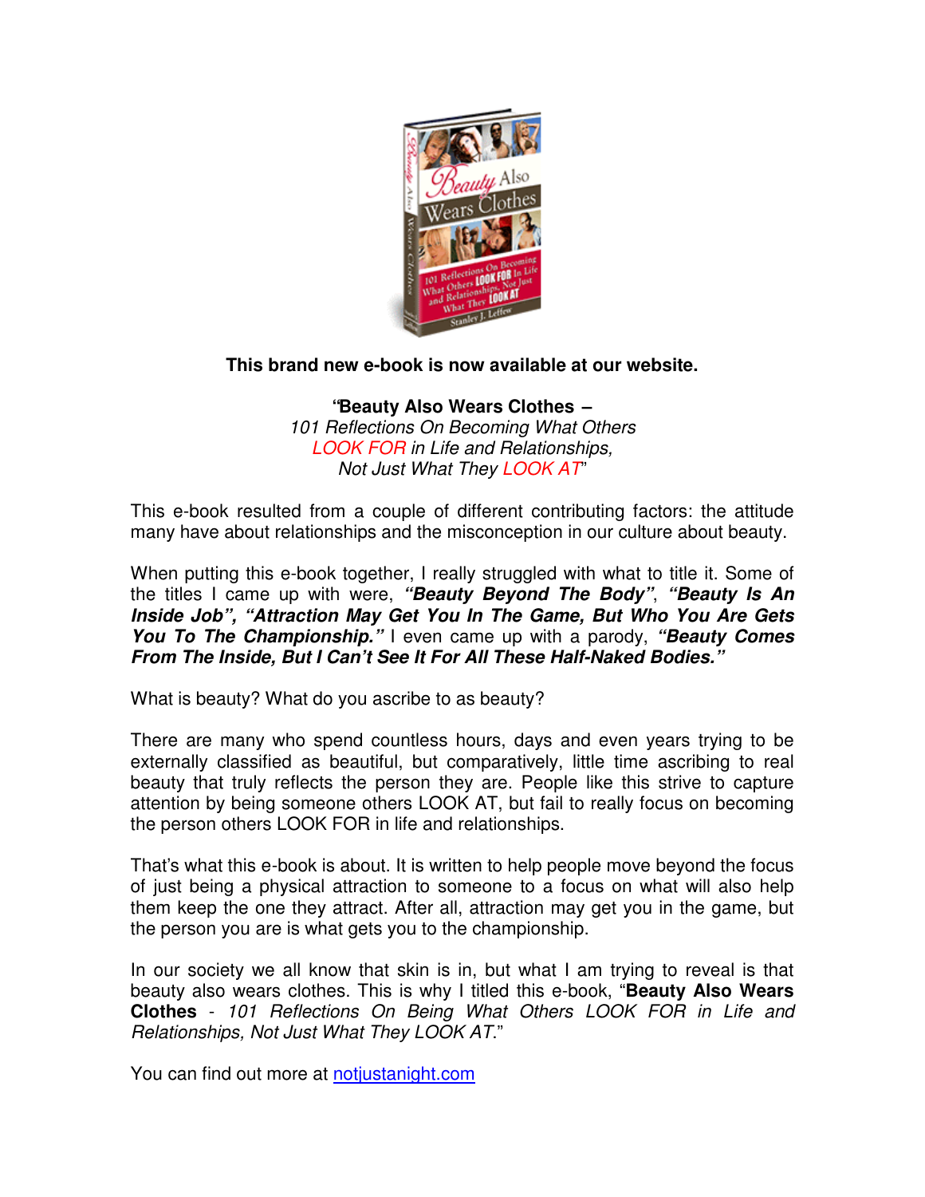**This brand new e-book is now available at our website.**

**"Beauty Also Wears Clothes –**
*101 Reflections On Becoming What Others*
*LOOK FOR in Life and Relationships,*
*Not Just What They LOOK AT"*

This e-book resulted from a couple of different contributing factors: the attitude many have about relationships and the misconception in our culture about beauty.

When putting this e-book together, I really struggled with what to title it. Some of the titles I came up with were, ***"Beauty Beyond The Body"***, ***"Beauty Is An Inside Job", "Attraction May Get You In The Game, But Who You Are Gets You To The Championship."*** I even came up with a parody, ***"Beauty Comes From The Inside, But I Can't See It For All These Half-Naked Bodies."***

What is beauty? What do you ascribe to as beauty?

There are many who spend countless hours, days and even years trying to be externally classified as beautiful, but comparatively, little time ascribing to real beauty that truly reflects the person they are. People like this strive to capture attention by being someone others LOOK AT, but fail to really focus on becoming the person others LOOK FOR in life and relationships.

That's what this e-book is about. It is written to help people move beyond the focus of just being a physical attraction to someone to a focus on what will also help them keep the one they attract. After all, attraction may get you in the game, but the person you are is what gets you to the championship.

In our society we all know that skin is in, but what I am trying to reveal is that beauty also wears clothes. This is why I titled this e-book, "**Beauty Also Wears Clothes** - *101 Reflections On Being What Others LOOK FOR in Life and Relationships, Not Just What They LOOK AT*."

You can find out more at [notjustanight.com](notjustanight.com)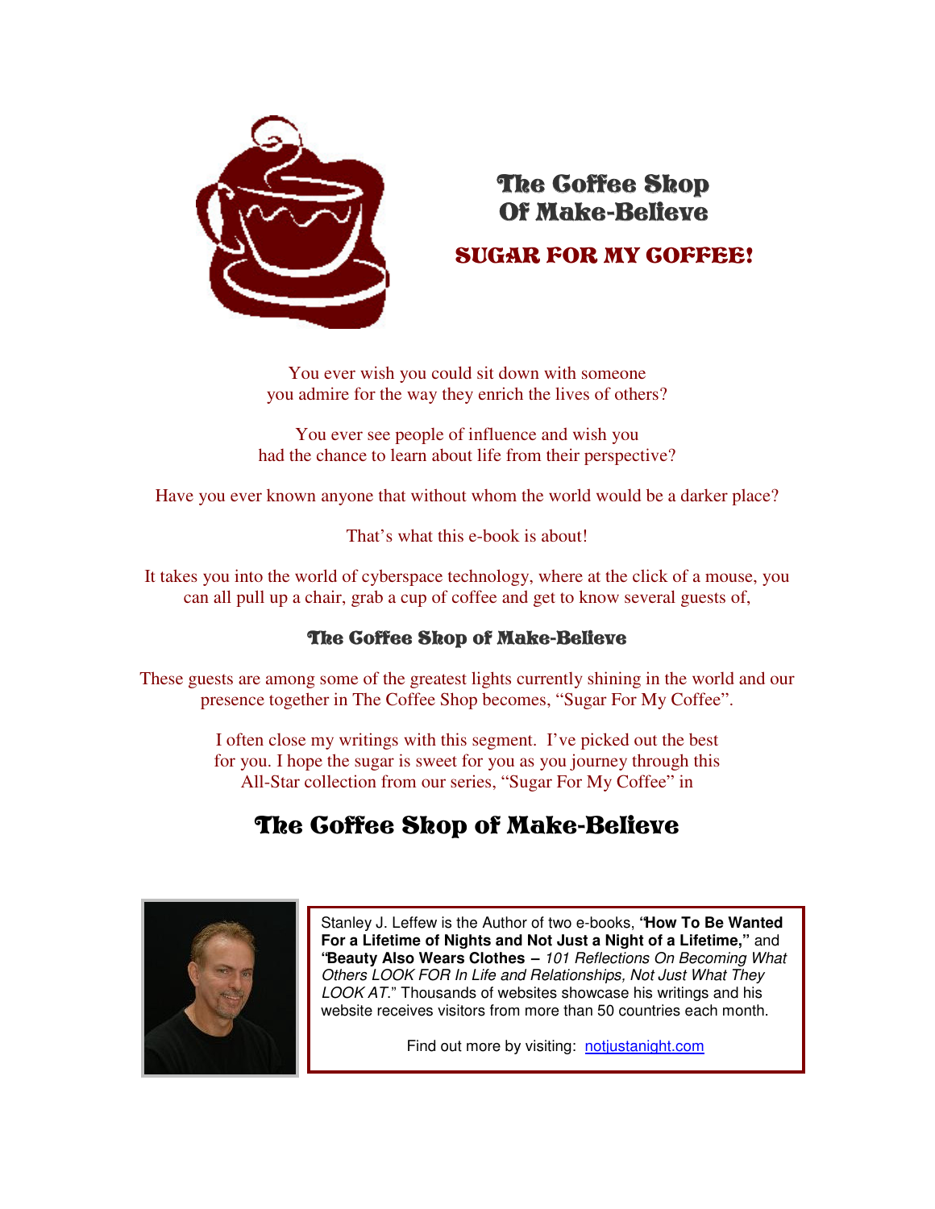# The Coffee Shop Of Make-Believe

## SUGAR FOR MY COFFEE!

You ever wish you could sit down with someone
you admire for the way they enrich the lives of others?

You ever see people of influence and wish you
had the chance to learn about life from their perspective?

Have you ever known anyone that without whom the world would be a darker place?

That's what this e-book is about!

It takes you into the world of cyberspace technology, where at the click of a mouse, you can all pull up a chair, grab a cup of coffee and get to know several guests of,

**The Coffee Shop of Make-Believe**

These guests are among some of the greatest lights currently shining in the world and our presence together in The Coffee Shop becomes, "Sugar For My Coffee".

I often close my writings with this segment. I've picked out the best for you. I hope the sugar is sweet for you as you journey through this All-Star collection from our series, "Sugar For My Coffee" in

## The Coffee Shop of Make-Believe

Stanley J. Leffew is the Author of two e-books, **"How To Be Wanted For a Lifetime of Nights and Not Just a Night of a Lifetime,"** and **"Beauty Also Wears Clothes –** *101 Reflections On Becoming What Others LOOK FOR In Life and Relationships, Not Just What They LOOK AT*." Thousands of websites showcase his writings and his website receives visitors from more than 50 countries each month.

Find out more by visiting: notjustanight.com